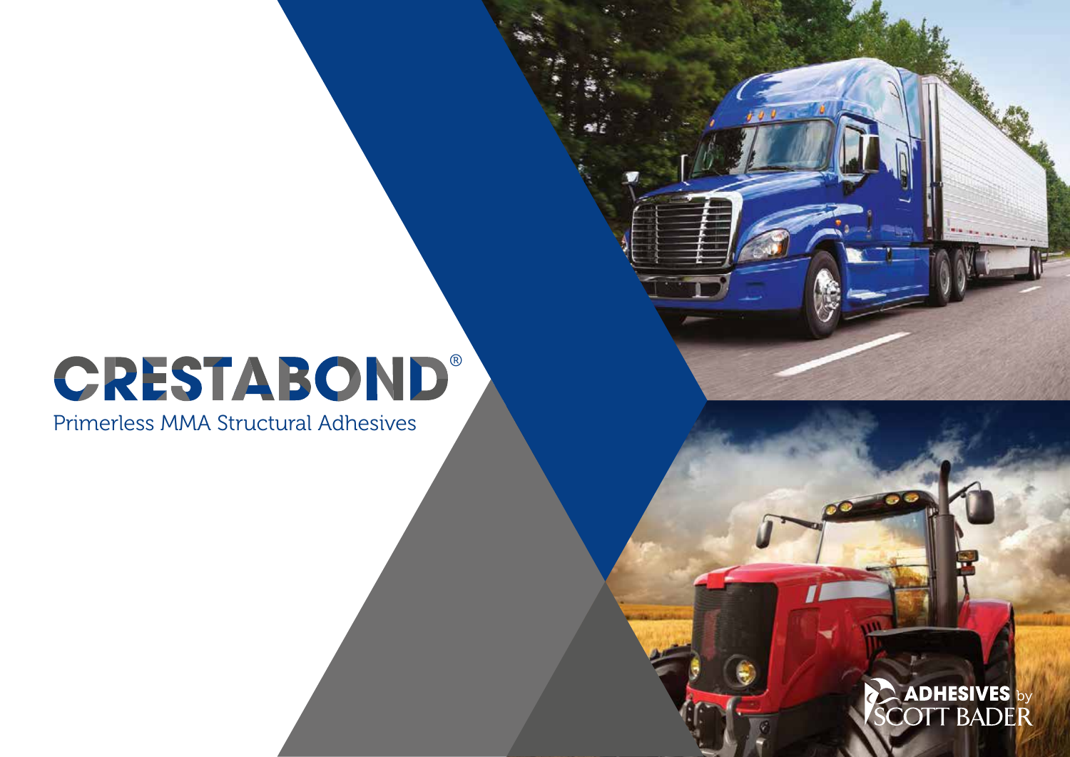# CRESTABOND®

Primerless MMA Structural Adhesives

ADHESIVES by SCOTT BADER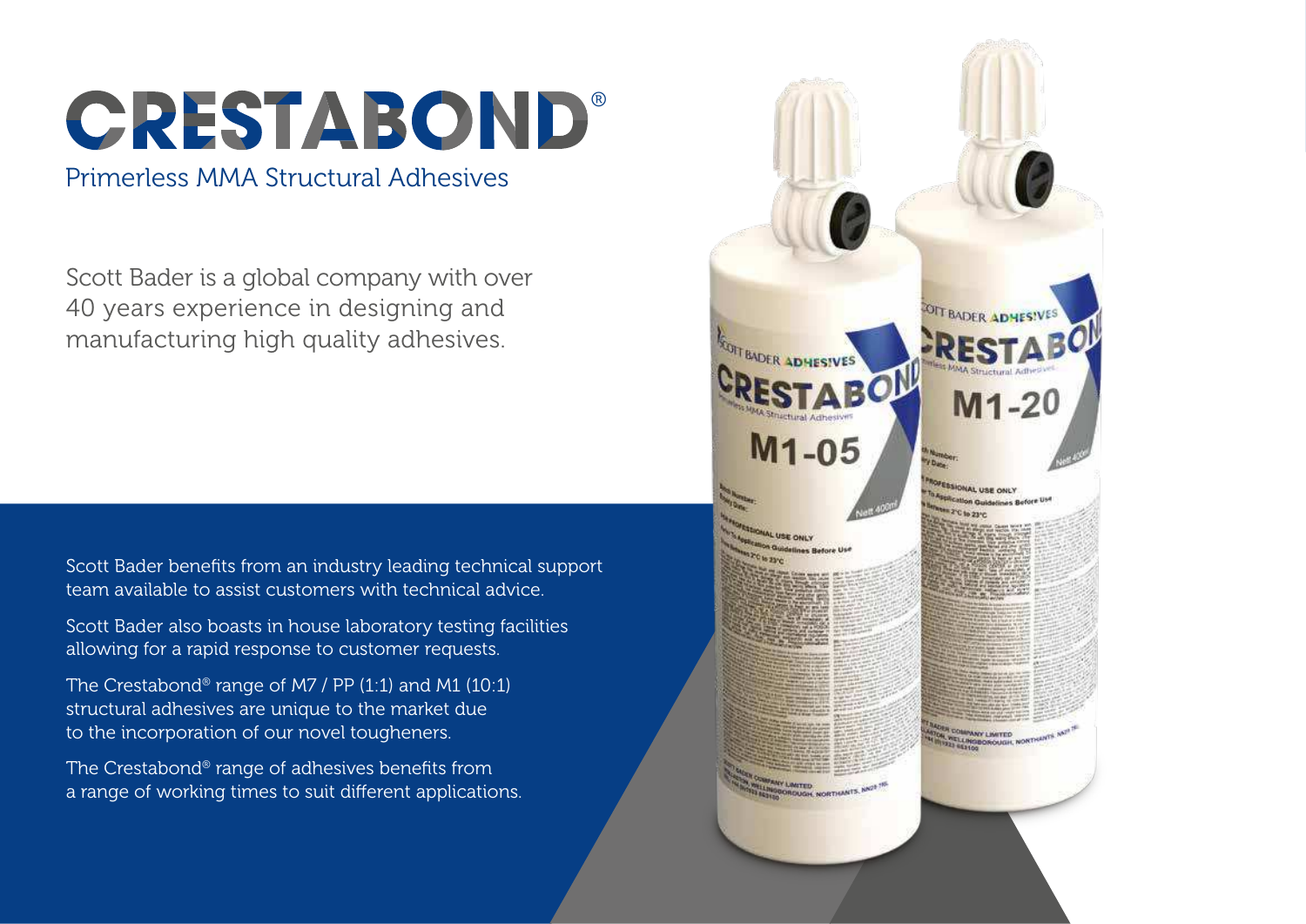# CRESTABOND®

Primerless MMA Structural Adhesives

Scott Bader is a global company with over 40 years experience in designing and manufacturing high quality adhesives.

Scott Bader benefits from an industry leading technical support team available to assist customers with technical advice.

Scott Bader also boasts in house laboratory testing facilities allowing for a rapid response to customer requests.

The Crestabond® range of M7 / PP (1:1) and M1 (10:1) structural adhesives are unique to the market due to the incorporation of our novel tougheners.

The Crestabond® range of adhesives benefits from a range of working times to suit different applications.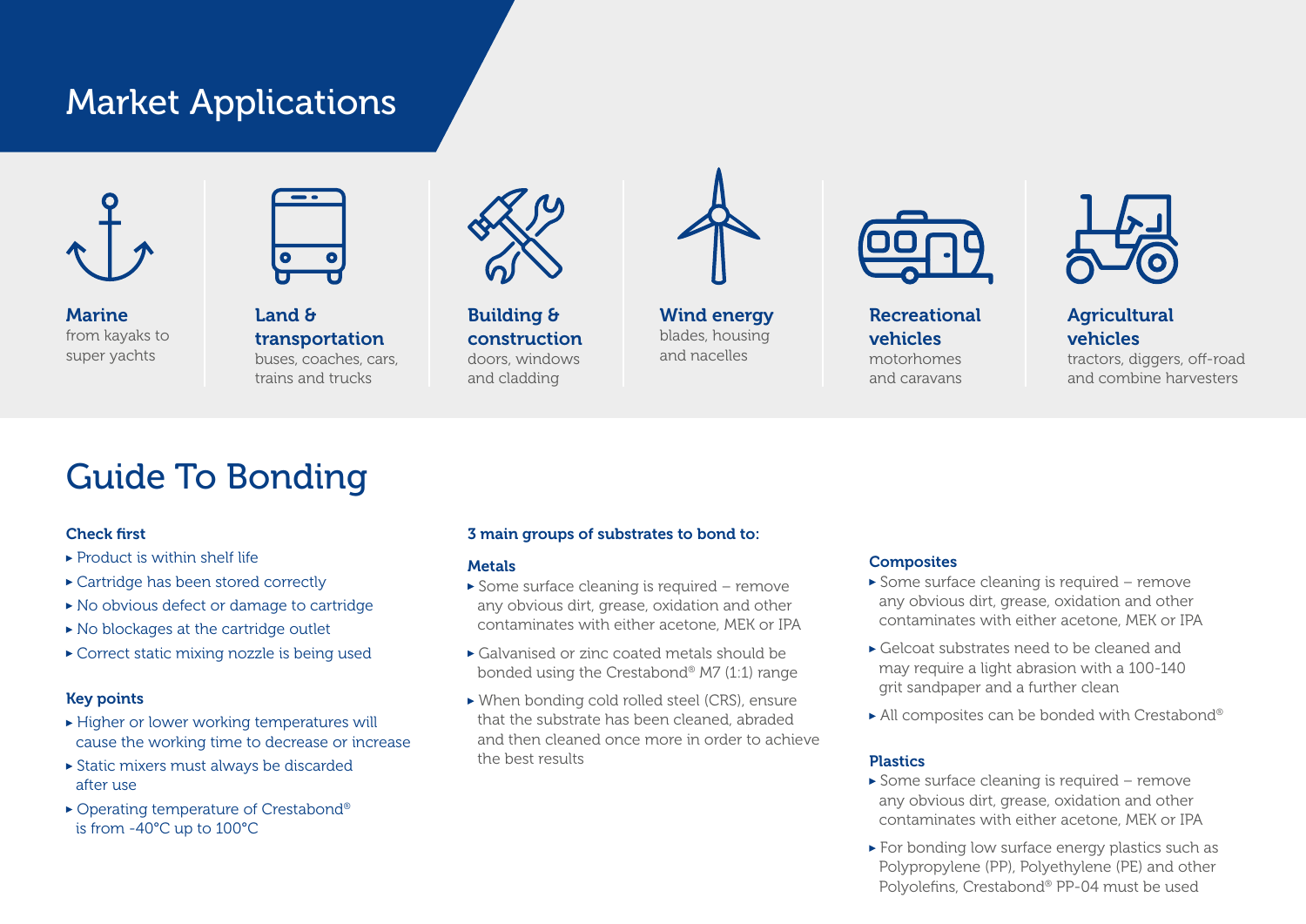# Market Applications

**Marine**
from kayaks to super yachts

**Land & transportation**
buses, coaches, cars, trains and trucks

**Building & construction**
doors, windows and cladding

**Wind energy**
blades, housing and nacelles

**Recreational vehicles**
motorhomes and caravans

**Agricultural vehicles**
tractors, diggers, off-road and combine harvesters

# Guide To Bonding

### Check first

- Product is within shelf life
- Cartridge has been stored correctly
- No obvious defect or damage to cartridge
- No blockages at the cartridge outlet
- Correct static mixing nozzle is being used

### Key points

- Higher or lower working temperatures will cause the working time to decrease or increase
- Static mixers must always be discarded after use
- Operating temperature of Crestabond® is from -40°C up to 100°C

### 3 main groups of substrates to bond to:

#### Metals

- Some surface cleaning is required – remove any obvious dirt, grease, oxidation and other contaminates with either acetone, MEK or IPA
- Galvanised or zinc coated metals should be bonded using the Crestabond® M7 (1:1) range
- When bonding cold rolled steel (CRS), ensure that the substrate has been cleaned, abraded and then cleaned once more in order to achieve the best results

#### Composites

- Some surface cleaning is required – remove any obvious dirt, grease, oxidation and other contaminates with either acetone, MEK or IPA
- Gelcoat substrates need to be cleaned and may require a light abrasion with a 100-140 grit sandpaper and a further clean
- All composites can be bonded with Crestabond®

#### Plastics

- Some surface cleaning is required – remove any obvious dirt, grease, oxidation and other contaminates with either acetone, MEK or IPA
- For bonding low surface energy plastics such as Polypropylene (PP), Polyethylene (PE) and other Polyolefins, Crestabond® PP-04 must be used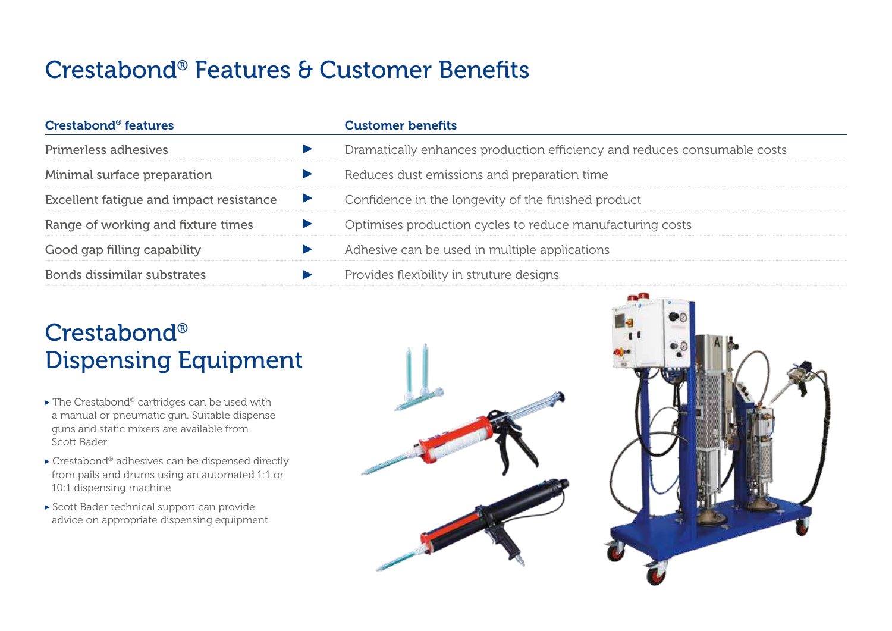# Crestabond® Features & Customer Benefits

| Crestabond® features | | Customer benefits |
|---|---|---|
| Primerless adhesives | ▶ | Dramatically enhances production efficiency and reduces consumable costs |
| Minimal surface preparation | ▶ | Reduces dust emissions and preparation time |
| Excellent fatigue and impact resistance | ▶ | Confidence in the longevity of the finished product |
| Range of working and fixture times | ▶ | Optimises production cycles to reduce manufacturing costs |
| Good gap filling capability | ▶ | Adhesive can be used in multiple applications |
| Bonds dissimilar substrates | ▶ | Provides flexibility in struture designs |

# Crestabond® Dispensing Equipment

- The Crestabond® cartridges can be used with a manual or pneumatic gun. Suitable dispense guns and static mixers are available from Scott Bader
- Crestabond® adhesives can be dispensed directly from pails and drums using an automated 1:1 or 10:1 dispensing machine
- Scott Bader technical support can provide advice on appropriate dispensing equipment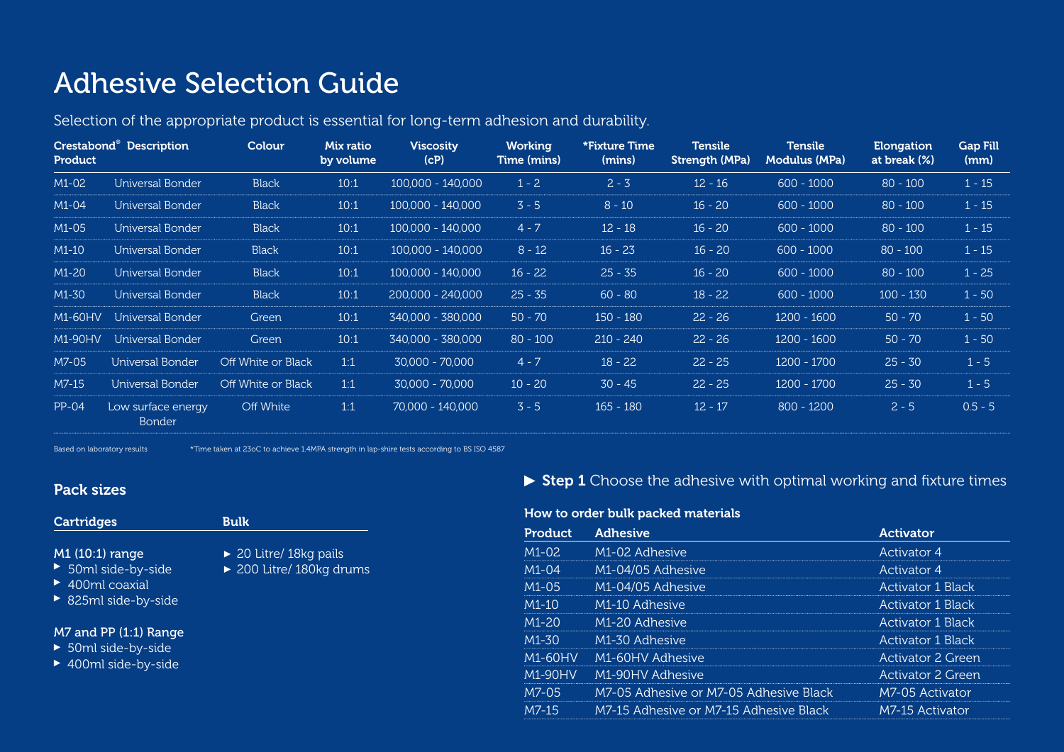# Adhesive Selection Guide

Selection of the appropriate product is essential for long-term adhesion and durability.

| Crestabond® Product | Description | Colour | Mix ratio by volume | Viscosity (cP) | Working Time (mins) | *Fixture Time (mins) | Tensile Strength (MPa) | Tensile Modulus (MPa) | Elongation at break (%) | Gap Fill (mm) |
|---|---|---|---|---|---|---|---|---|---|---|
| M1-02 | Universal Bonder | Black | 10:1 | 100,000 - 140,000 | 1 - 2 | 2 - 3 | 12 - 16 | 600 - 1000 | 80 - 100 | 1 - 15 |
| M1-04 | Universal Bonder | Black | 10:1 | 100,000 - 140,000 | 3 - 5 | 8 - 10 | 16 - 20 | 600 - 1000 | 80 - 100 | 1 - 15 |
| M1-05 | Universal Bonder | Black | 10:1 | 100,000 - 140,000 | 4 - 7 | 12 - 18 | 16 - 20 | 600 - 1000 | 80 - 100 | 1 - 15 |
| M1-10 | Universal Bonder | Black | 10:1 | 100,000 - 140,000 | 8 - 12 | 16 - 23 | 16 - 20 | 600 - 1000 | 80 - 100 | 1 - 15 |
| M1-20 | Universal Bonder | Black | 10:1 | 100,000 - 140,000 | 16 - 22 | 25 - 35 | 16 - 20 | 600 - 1000 | 80 - 100 | 1 - 25 |
| M1-30 | Universal Bonder | Black | 10:1 | 200,000 - 240,000 | 25 - 35 | 60 - 80 | 18 - 22 | 600 - 1000 | 100 - 130 | 1 - 50 |
| M1-60HV | Universal Bonder | Green | 10:1 | 340,000 - 380,000 | 50 - 70 | 150 - 180 | 22 - 26 | 1200 - 1600 | 50 - 70 | 1 - 50 |
| M1-90HV | Universal Bonder | Green | 10:1 | 340,000 - 380,000 | 80 - 100 | 210 - 240 | 22 - 26 | 1200 - 1600 | 50 - 70 | 1 - 50 |
| M7-05 | Universal Bonder | Off White or Black | 1:1 | 30,000 - 70,000 | 4 - 7 | 18 - 22 | 22 - 25 | 1200 - 1700 | 25 - 30 | 1 - 5 |
| M7-15 | Universal Bonder | Off White or Black | 1:1 | 30,000 - 70,000 | 10 - 20 | 30 - 45 | 22 - 25 | 1200 - 1700 | 25 - 30 | 1 - 5 |
| PP-04 | Low surface energy Bonder | Off White | 1:1 | 70,000 - 140,000 | 3 - 5 | 165 - 180 | 12 - 17 | 800 - 1200 | 2 - 5 | 0.5 - 5 |

Based on laboratory results

*Time taken at 23oC to achieve 1.4MPA strength in lap-shire tests according to BS ISO 4587

## Pack sizes

### Cartridges

**M1 (10:1) range**
- 50ml side-by-side
- 400ml coaxial
- 825ml side-by-side

**M7 and PP (1:1) Range**
- 50ml side-by-side
- 400ml side-by-side

### Bulk

- 20 Litre/ 18kg pails
- 200 Litre/ 180kg drums

▶ **Step 1** Choose the adhesive with optimal working and fixture times

### How to order bulk packed materials

| Product | Adhesive | Activator |
|---|---|---|
| M1-02 | M1-02 Adhesive | Activator 4 |
| M1-04 | M1-04/05 Adhesive | Activator 4 |
| M1-05 | M1-04/05 Adhesive | Activator 1 Black |
| M1-10 | M1-10 Adhesive | Activator 1 Black |
| M1-20 | M1-20 Adhesive | Activator 1 Black |
| M1-30 | M1-30 Adhesive | Activator 1 Black |
| M1-60HV | M1-60HV Adhesive | Activator 2 Green |
| M1-90HV | M1-90HV Adhesive | Activator 2 Green |
| M7-05 | M7-05 Adhesive or M7-05 Adhesive Black | M7-05 Activator |
| M7-15 | M7-15 Adhesive or M7-15 Adhesive Black | M7-15 Activator |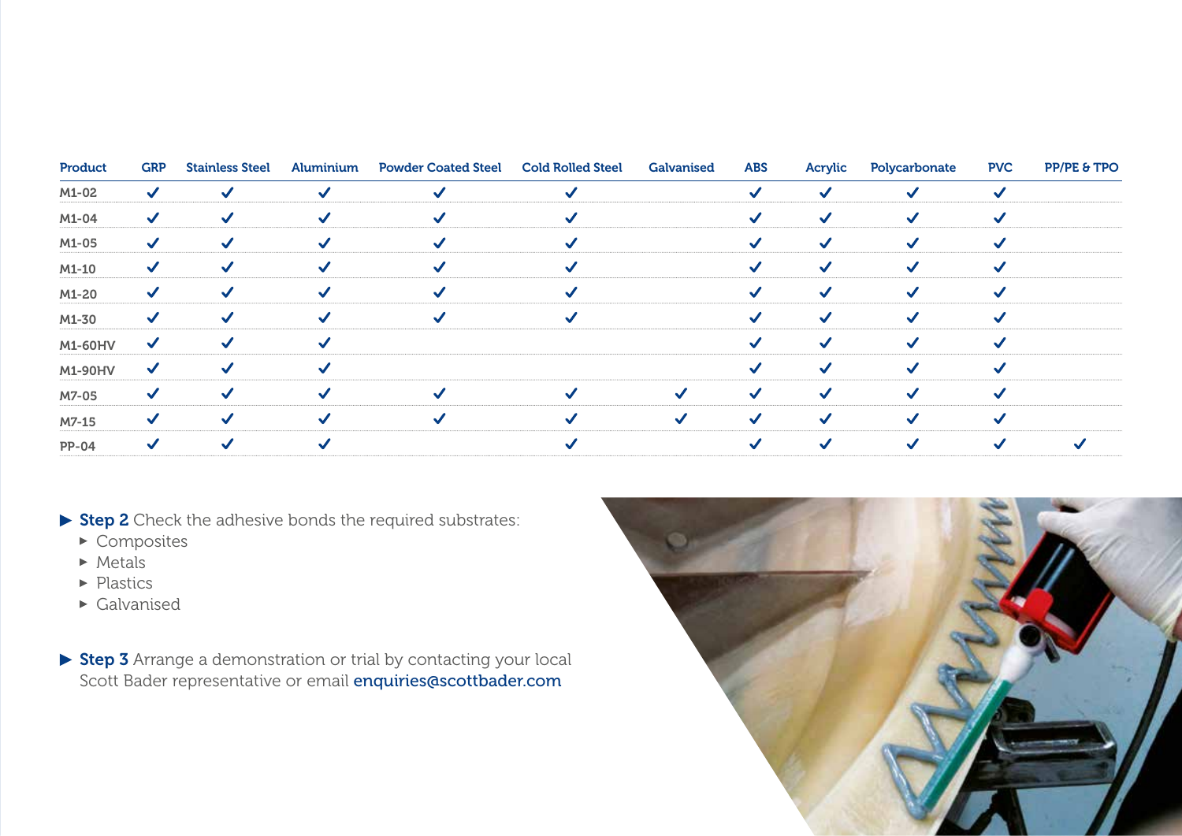| Product | GRP | Stainless Steel | Aluminium | Powder Coated Steel | Cold Rolled Steel | Galvanised | ABS | Acrylic | Polycarbonate | PVC | PP/PE & TPO |
|---|---|---|---|---|---|---|---|---|---|---|---|
| M1-02 | ✓ | ✓ | ✓ | ✓ | ✓ | | ✓ | ✓ | ✓ | ✓ | |
| M1-04 | ✓ | ✓ | ✓ | ✓ | ✓ | | ✓ | ✓ | ✓ | ✓ | |
| M1-05 | ✓ | ✓ | ✓ | ✓ | ✓ | | ✓ | ✓ | ✓ | ✓ | |
| M1-10 | ✓ | ✓ | ✓ | ✓ | ✓ | | ✓ | ✓ | ✓ | ✓ | |
| M1-20 | ✓ | ✓ | ✓ | ✓ | ✓ | | ✓ | ✓ | ✓ | ✓ | |
| M1-30 | ✓ | ✓ | ✓ | ✓ | ✓ | | ✓ | ✓ | ✓ | ✓ | |
| M1-60HV | ✓ | ✓ | ✓ | | | | ✓ | ✓ | ✓ | ✓ | |
| M1-90HV | ✓ | ✓ | ✓ | | | | ✓ | ✓ | ✓ | ✓ | |
| M7-05 | ✓ | ✓ | ✓ | ✓ | ✓ | ✓ | ✓ | ✓ | ✓ | ✓ | |
| M7-15 | ✓ | ✓ | ✓ | ✓ | ✓ | ✓ | ✓ | ✓ | ✓ | ✓ | |
| PP-04 | ✓ | ✓ | ✓ | | ✓ | | ✓ | ✓ | ✓ | ✓ | ✓ |

- **Step 2** Check the adhesive bonds the required substrates:
  - Composites
  - Metals
  - Plastics
  - Galvanised

- **Step 3** Arrange a demonstration or trial by contacting your local Scott Bader representative or email enquiries@scottbader.com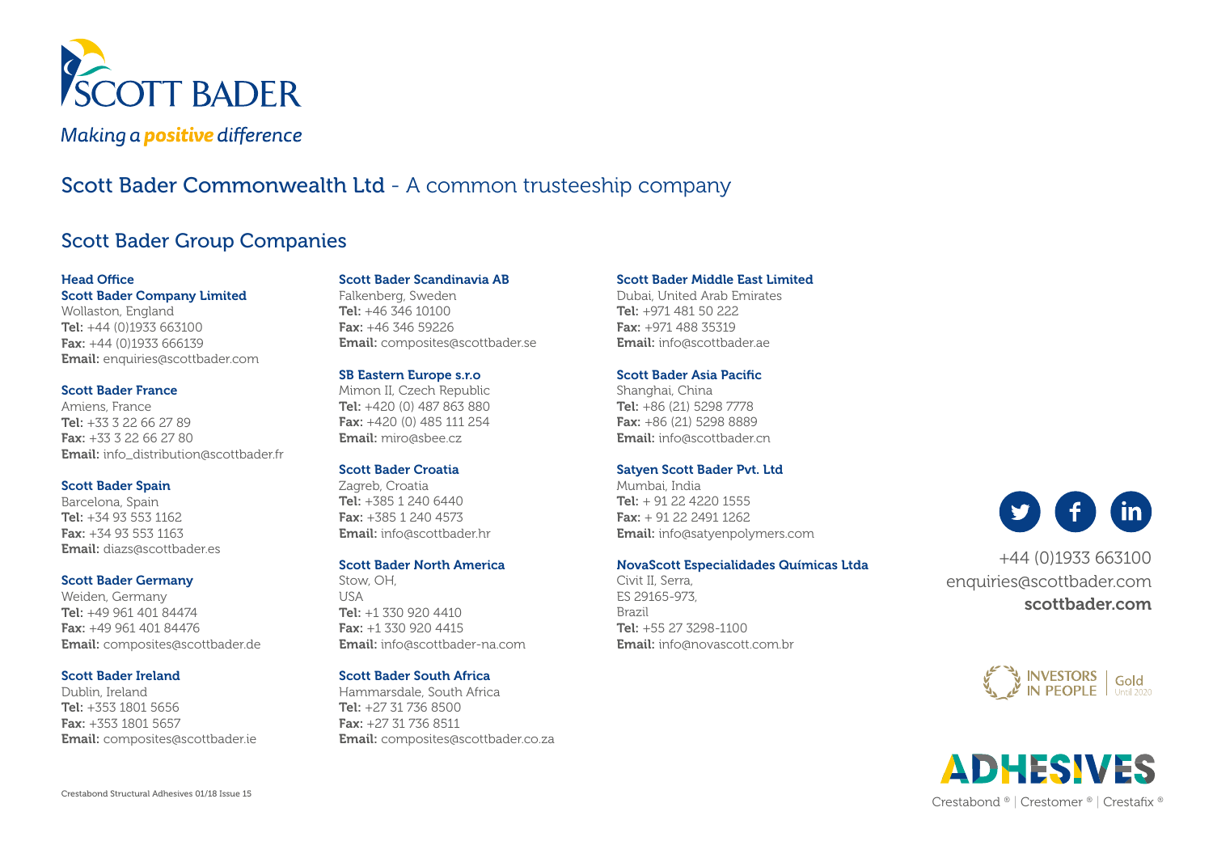# SCOTT BADER

*Making a **positive** difference*

## Scott Bader Commonwealth Ltd - A common trusteeship company

## Scott Bader Group Companies

**Head Office**
**Scott Bader Company Limited**
Wollaston, England
**Tel:** +44 (0)1933 663100
**Fax:** +44 (0)1933 666139
**Email:** enquiries@scottbader.com

**Scott Bader France**
Amiens, France
**Tel:** +33 3 22 66 27 89
**Fax:** +33 3 22 66 27 80
**Email:** info_distribution@scottbader.fr

**Scott Bader Spain**
Barcelona, Spain
**Tel:** +34 93 553 1162
**Fax:** +34 93 553 1163
**Email:** diazs@scottbader.es

**Scott Bader Germany**
Weiden, Germany
**Tel:** +49 961 401 84474
**Fax:** +49 961 401 84476
**Email:** composites@scottbader.de

**Scott Bader Ireland**
Dublin, Ireland
**Tel:** +353 1801 5656
**Fax:** +353 1801 5657
**Email:** composites@scottbader.ie

**Scott Bader Scandinavia AB**
Falkenberg, Sweden
**Tel:** +46 346 10100
**Fax:** +46 346 59226
**Email:** composites@scottbader.se

**SB Eastern Europe s.r.o**
Mimon II, Czech Republic
**Tel:** +420 (0) 487 863 880
**Fax:** +420 (0) 485 111 254
**Email:** miro@sbee.cz

**Scott Bader Croatia**
Zagreb, Croatia
**Tel:** +385 1 240 6440
**Fax:** +385 1 240 4573
**Email:** info@scottbader.hr

**Scott Bader North America**
Stow, OH,
USA
**Tel:** +1 330 920 4410
**Fax:** +1 330 920 4415
**Email:** info@scottbader-na.com

**Scott Bader South Africa**
Hammarsdale, South Africa
**Tel:** +27 31 736 8500
**Fax:** +27 31 736 8511
**Email:** composites@scottbader.co.za

**Scott Bader Middle East Limited**
Dubai, United Arab Emirates
**Tel:** +971 481 50 222
**Fax:** +971 488 35319
**Email:** info@scottbader.ae

**Scott Bader Asia Pacific**
Shanghai, China
**Tel:** +86 (21) 5298 7778
**Fax:** +86 (21) 5298 8889
**Email:** info@scottbader.cn

**Satyen Scott Bader Pvt. Ltd**
Mumbai, India
**Tel:** + 91 22 4220 1555
**Fax:** + 91 22 2491 1262
**Email:** info@satyenpolymers.com

**NovaScott Especialidades Químicas Ltda**
Civit II, Serra,
ES 29165-973,
Brazil
**Tel:** +55 27 3298-1100
**Email:** info@novascott.com.br

+44 (0)1933 663100
enquiries@scottbader.com
**scottbader.com**

INVESTORS IN PEOPLE | Gold Until 2020

ADHESIVES
Crestabond ® | Crestomer ® | Crestafix ®

Crestabond Structural Adhesives 01/18 Issue 15